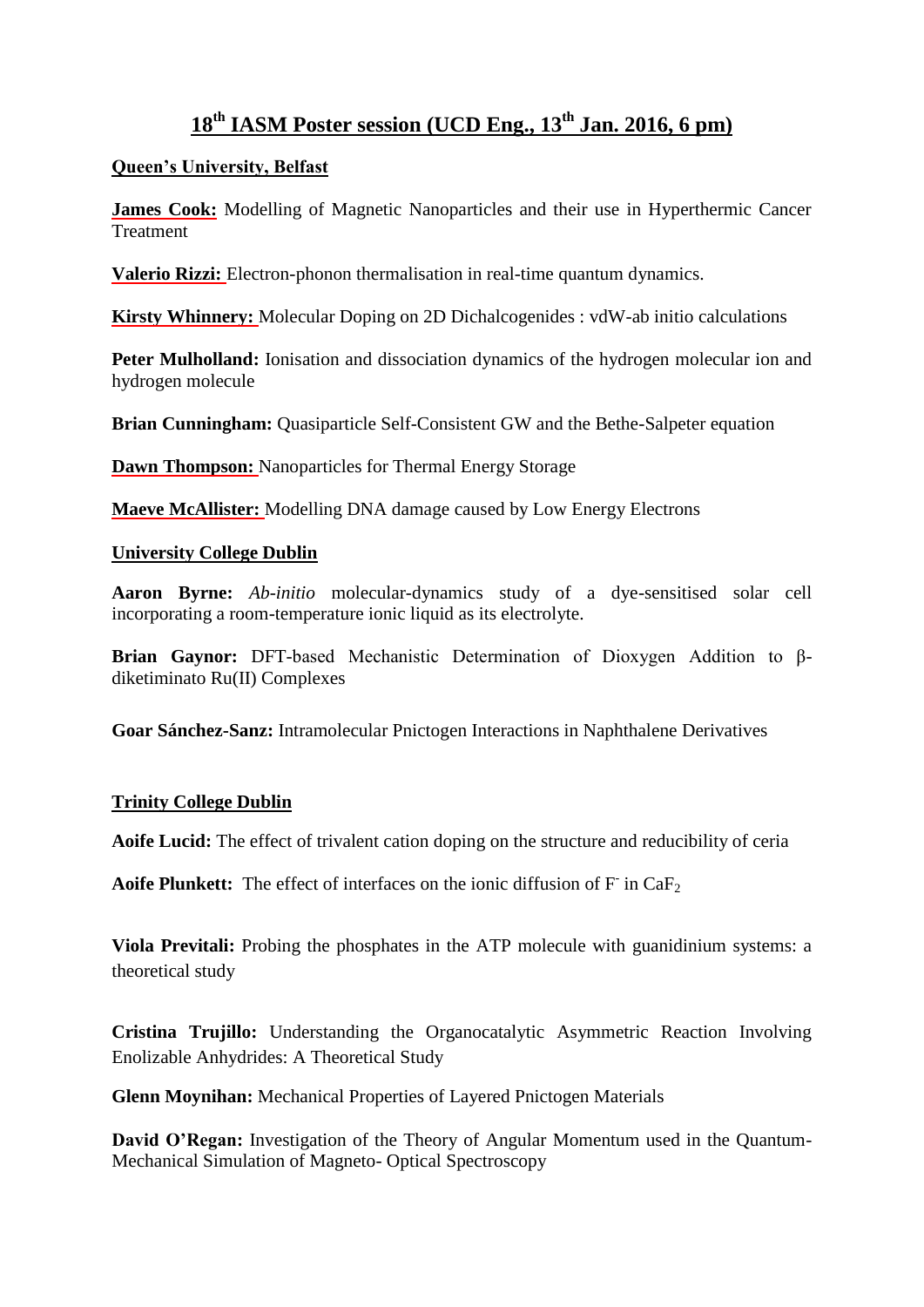# 18th IASM Poster session (UCD Eng., 13th Jan. 2016, 6 pm)

**Queen's University, Belfast**

**James Cook:** Modelling of Magnetic Nanoparticles and their use in Hyperthermic Cancer Treatment

**Valerio Rizzi:** Electron-phonon thermalisation in real-time quantum dynamics.

**Kirsty Whinnery:** Molecular Doping on 2D Dichalcogenides : vdW-ab initio calculations

**Peter Mulholland:** Ionisation and dissociation dynamics of the hydrogen molecular ion and hydrogen molecule

**Brian Cunningham:** Quasiparticle Self-Consistent GW and the Bethe-Salpeter equation

**Dawn Thompson:** Nanoparticles for Thermal Energy Storage

**Maeve McAllister:** Modelling DNA damage caused by Low Energy Electrons

**University College Dublin**

**Aaron Byrne:** *Ab-initio* molecular-dynamics study of a dye-sensitised solar cell incorporating a room-temperature ionic liquid as its electrolyte.

**Brian Gaynor:** DFT-based Mechanistic Determination of Dioxygen Addition to β-diketiminato Ru(II) Complexes

**Goar Sánchez-Sanz:** Intramolecular Pnictogen Interactions in Naphthalene Derivatives

**Trinity College Dublin**

**Aoife Lucid:** The effect of trivalent cation doping on the structure and reducibility of ceria

**Aoife Plunkett:** The effect of interfaces on the ionic diffusion of $F^-$ in $CaF_2$

**Viola Previtali:** Probing the phosphates in the ATP molecule with guanidinium systems: a theoretical study

**Cristina Trujillo:** Understanding the Organocatalytic Asymmetric Reaction Involving Enolizable Anhydrides: A Theoretical Study

**Glenn Moynihan:** Mechanical Properties of Layered Pnictogen Materials

**David O'Regan:** Investigation of the Theory of Angular Momentum used in the Quantum-Mechanical Simulation of Magneto- Optical Spectroscopy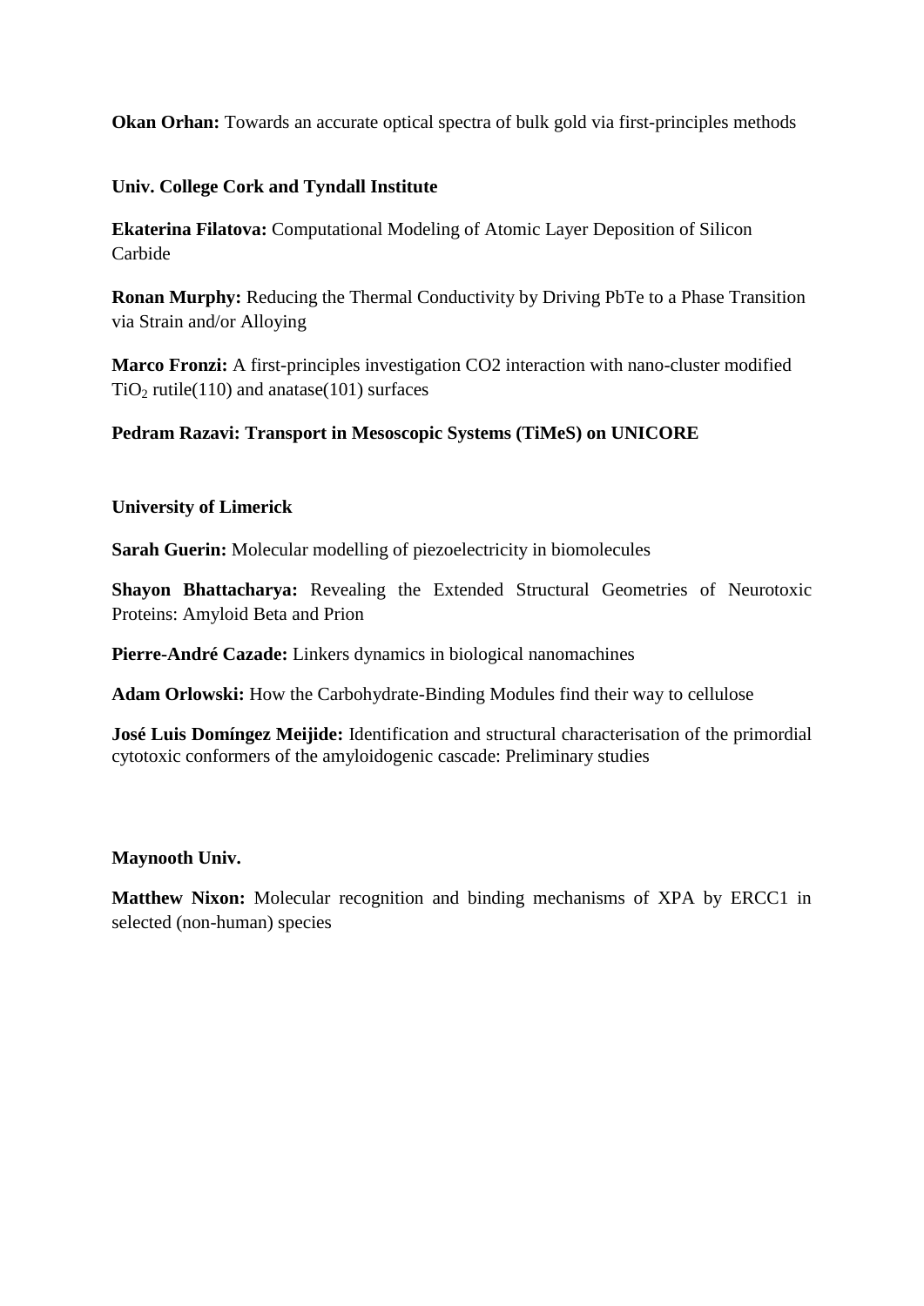**Okan Orhan:** Towards an accurate optical spectra of bulk gold via first-principles methods

**Univ. College Cork and Tyndall Institute**

**Ekaterina Filatova:** Computational Modeling of Atomic Layer Deposition of Silicon Carbide

**Ronan Murphy:** Reducing the Thermal Conductivity by Driving PbTe to a Phase Transition via Strain and/or Alloying

**Marco Fronzi:** A first-principles investigation CO2 interaction with nano-cluster modified $TiO_2$ rutile(110) and anatase(101) surfaces

**Pedram Razavi: Transport in Mesoscopic Systems (TiMeS) on UNICORE**

**University of Limerick**

**Sarah Guerin:** Molecular modelling of piezoelectricity in biomolecules

**Shayon Bhattacharya:** Revealing the Extended Structural Geometries of Neurotoxic Proteins: Amyloid Beta and Prion

**Pierre-André Cazade:** Linkers dynamics in biological nanomachines

**Adam Orlowski:** How the Carbohydrate-Binding Modules find their way to cellulose

**José Luis Domíngez Meijide:** Identification and structural characterisation of the primordial cytotoxic conformers of the amyloidogenic cascade: Preliminary studies

**Maynooth Univ.**

**Matthew Nixon:** Molecular recognition and binding mechanisms of XPA by ERCC1 in selected (non-human) species